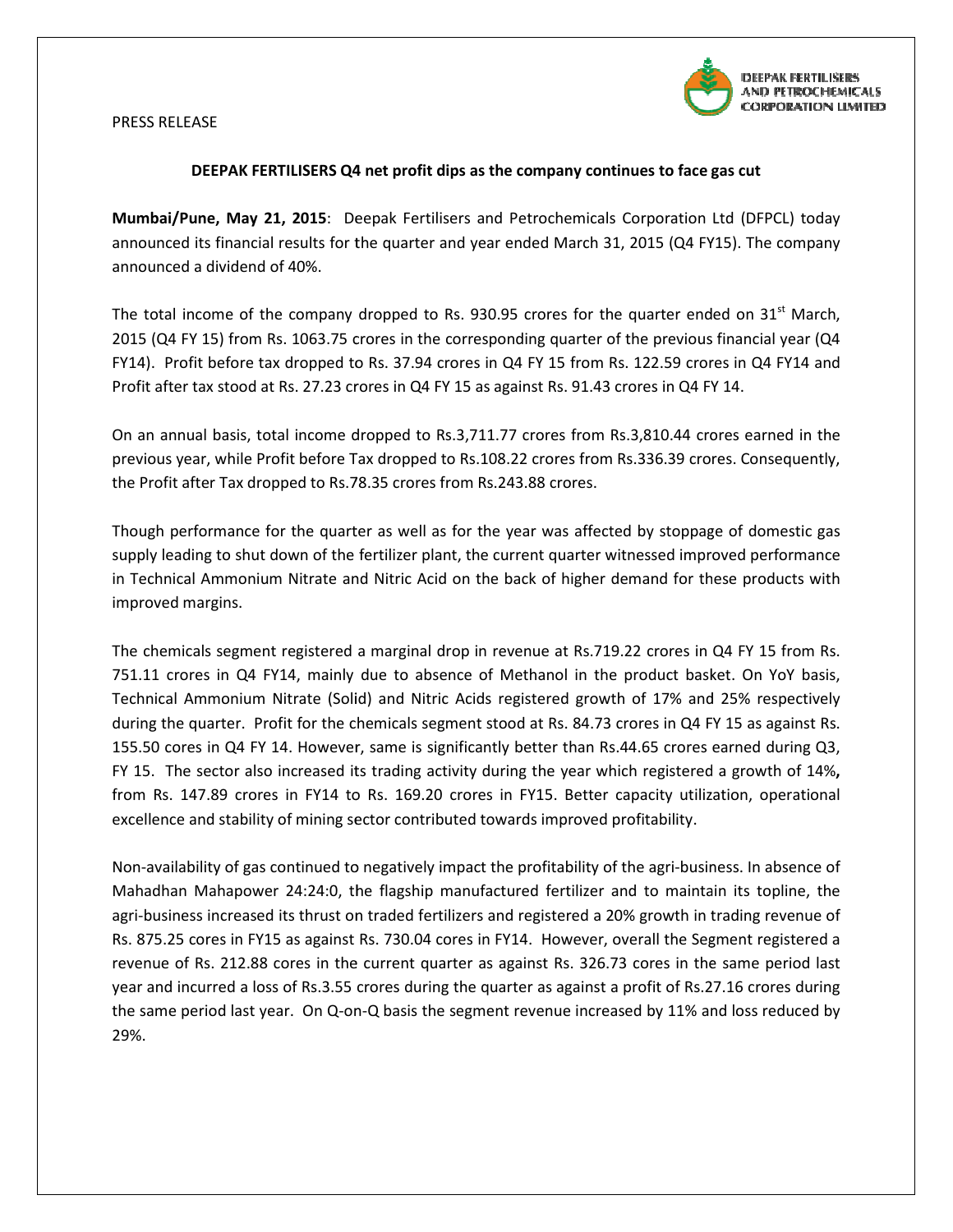PRESS RELEASE

**DEEPAK FERTILISERS Q4 net profit dips as the company continues to face gas cut**

**Mumbai/Pune, May 21, 2015**: Deepak Fertilisers and Petrochemicals Corporation Ltd (DFPCL) today announced its financial results for the quarter and year ended March 31, 2015 (Q4 FY15). The company announced a dividend of 40%.

The total income of the company dropped to Rs. 930.95 crores for the quarter ended on 31st March, 2015 (Q4 FY 15) from Rs. 1063.75 crores in the corresponding quarter of the previous financial year (Q4 FY14). Profit before tax dropped to Rs. 37.94 crores in Q4 FY 15 from Rs. 122.59 crores in Q4 FY14 and Profit after tax stood at Rs. 27.23 crores in Q4 FY 15 as against Rs. 91.43 crores in Q4 FY 14.

On an annual basis, total income dropped to Rs.3,711.77 crores from Rs.3,810.44 crores earned in the previous year, while Profit before Tax dropped to Rs.108.22 crores from Rs.336.39 crores. Consequently, the Profit after Tax dropped to Rs.78.35 crores from Rs.243.88 crores.

Though performance for the quarter as well as for the year was affected by stoppage of domestic gas supply leading to shut down of the fertilizer plant, the current quarter witnessed improved performance in Technical Ammonium Nitrate and Nitric Acid on the back of higher demand for these products with improved margins.

The chemicals segment registered a marginal drop in revenue at Rs.719.22 crores in Q4 FY 15 from Rs. 751.11 crores in Q4 FY14, mainly due to absence of Methanol in the product basket. On YoY basis, Technical Ammonium Nitrate (Solid) and Nitric Acids registered growth of 17% and 25% respectively during the quarter. Profit for the chemicals segment stood at Rs. 84.73 crores in Q4 FY 15 as against Rs. 155.50 cores in Q4 FY 14. However, same is significantly better than Rs.44.65 crores earned during Q3, FY 15. The sector also increased its trading activity during the year which registered a growth of 14%**,** from Rs. 147.89 crores in FY14 to Rs. 169.20 crores in FY15. Better capacity utilization, operational excellence and stability of mining sector contributed towards improved profitability.

Non-availability of gas continued to negatively impact the profitability of the agri-business. In absence of Mahadhan Mahapower 24:24:0, the flagship manufactured fertilizer and to maintain its topline, the agri-business increased its thrust on traded fertilizers and registered a 20% growth in trading revenue of Rs. 875.25 cores in FY15 as against Rs. 730.04 cores in FY14. However, overall the Segment registered a revenue of Rs. 212.88 cores in the current quarter as against Rs. 326.73 cores in the same period last year and incurred a loss of Rs.3.55 crores during the quarter as against a profit of Rs.27.16 crores during the same period last year. On Q-on-Q basis the segment revenue increased by 11% and loss reduced by 29%.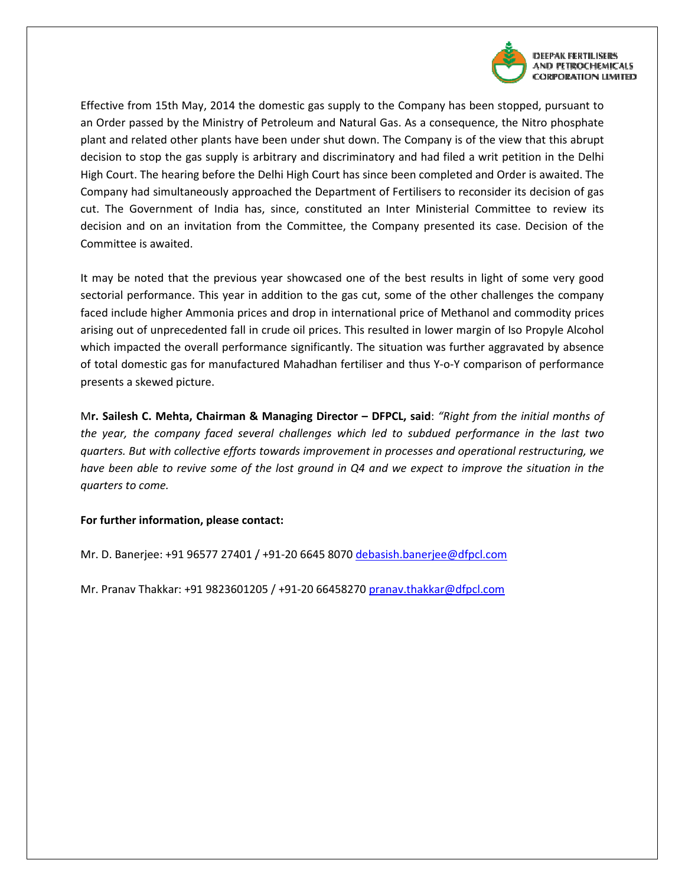Effective from 15th May, 2014 the domestic gas supply to the Company has been stopped, pursuant to an Order passed by the Ministry of Petroleum and Natural Gas. As a consequence, the Nitro phosphate plant and related other plants have been under shut down. The Company is of the view that this abrupt decision to stop the gas supply is arbitrary and discriminatory and had filed a writ petition in the Delhi High Court. The hearing before the Delhi High Court has since been completed and Order is awaited. The Company had simultaneously approached the Department of Fertilisers to reconsider its decision of gas cut. The Government of India has, since, constituted an Inter Ministerial Committee to review its decision and on an invitation from the Committee, the Company presented its case. Decision of the Committee is awaited.

It may be noted that the previous year showcased one of the best results in light of some very good sectorial performance. This year in addition to the gas cut, some of the other challenges the company faced include higher Ammonia prices and drop in international price of Methanol and commodity prices arising out of unprecedented fall in crude oil prices. This resulted in lower margin of Iso Propyle Alcohol which impacted the overall performance significantly. The situation was further aggravated by absence of total domestic gas for manufactured Mahadhan fertiliser and thus Y-o-Y comparison of performance presents a skewed picture.

M**r. Sailesh C. Mehta, Chairman & Managing Director – DFPCL, said**: *"Right from the initial months of the year, the company faced several challenges which led to subdued performance in the last two quarters. But with collective efforts towards improvement in processes and operational restructuring, we have been able to revive some of the lost ground in Q4 and we expect to improve the situation in the quarters to come.*

**For further information, please contact:**

Mr. D. Banerjee: +91 96577 27401 / +91-20 6645 8070 debasish.banerjee@dfpcl.com

Mr. Pranav Thakkar: +91 9823601205 / +91-20 66458270 pranav.thakkar@dfpcl.com